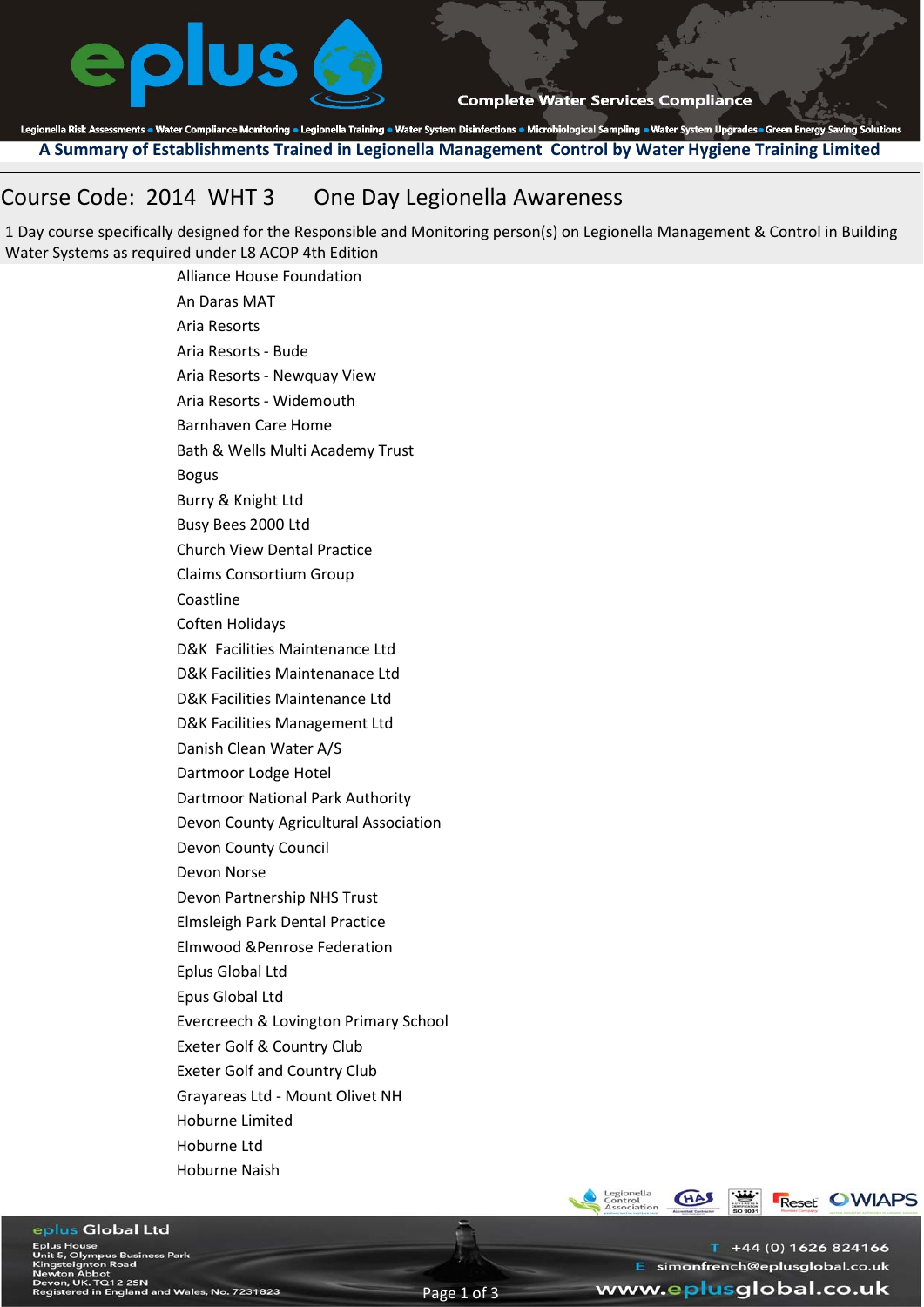# A Summary of Establishments Trained in Legionella Management Control by Water Hygiene Training Limited

## Course Code: 2014 WHT 3 One Day Legionella Awareness

1 Day course specifically designed for the Responsible and Monitoring person(s) on Legionella Management & Control in Building Water Systems as required under L8 ACOP 4th Edition

- Alliance House Foundation
- An Daras MAT
- Aria Resorts
- Aria Resorts - Bude
- Aria Resorts - Newquay View
- Aria Resorts - Widemouth
- Barnhaven Care Home
- Bath & Wells Multi Academy Trust
- Bogus
- Burry & Knight Ltd
- Busy Bees 2000 Ltd
- Church View Dental Practice
- Claims Consortium Group
- Coastline
- Coften Holidays
- D&K Facilities Maintenance Ltd
- D&K Facilities Maintenanace Ltd
- D&K Facilities Maintenance Ltd
- D&K Facilities Management Ltd
- Danish Clean Water A/S
- Dartmoor Lodge Hotel
- Dartmoor National Park Authority
- Devon County Agricultural Association
- Devon County Council
- Devon Norse
- Devon Partnership NHS Trust
- Elmsleigh Park Dental Practice
- Elmwood &Penrose Federation
- Eplus Global Ltd
- Epus Global Ltd
- Evercreech & Lovington Primary School
- Exeter Golf & Country Club
- Exeter Golf and Country Club
- Grayareas Ltd - Mount Olivet NH
- Hoburne Limited
- Hoburne Ltd
- Hoburne Naish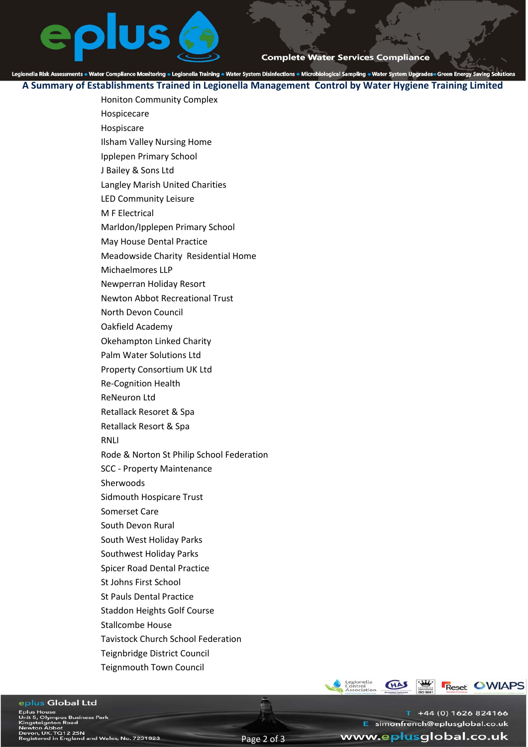## A Summary of Establishments Trained in Legionella Management Control by Water Hygiene Training Limited

Honiton Community Complex
Hospicecare
Hospiscare
Ilsham Valley Nursing Home
Ipplepen Primary School
J Bailey & Sons Ltd
Langley Marish United Charities
LED Community Leisure
M F Electrical
Marldon/Ipplepen Primary School
May House Dental Practice
Meadowside Charity Residential Home
Michaelmores LLP
Newperran Holiday Resort
Newton Abbot Recreational Trust
North Devon Council
Oakfield Academy
Okehampton Linked Charity
Palm Water Solutions Ltd
Property Consortium UK Ltd
Re-Cognition Health
ReNeuron Ltd
Retallack Resoret & Spa
Retallack Resort & Spa
RNLI
Rode & Norton St Philip School Federation
SCC - Property Maintenance
Sherwoods
Sidmouth Hospicare Trust
Somerset Care
South Devon Rural
South West Holiday Parks
Southwest Holiday Parks
Spicer Road Dental Practice
St Johns First School
St Pauls Dental Practice
Staddon Heights Golf Course
Stallcombe House
Tavistock Church School Federation
Teignbridge District Council
Teignmouth Town Council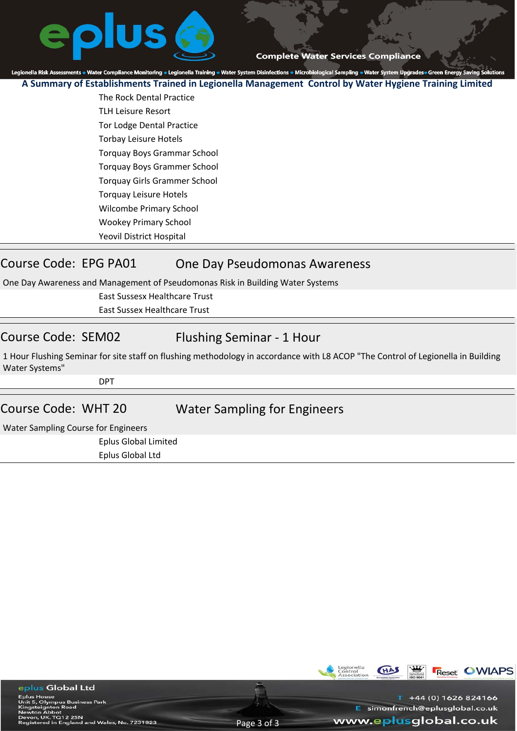A Summary of Establishments Trained in Legionella Management Control by Water Hygiene Training Limited

The Rock Dental Practice
TLH Leisure Resort
Tor Lodge Dental Practice
Torbay Leisure Hotels
Torquay Boys Grammar School
Torquay Boys Grammer School
Torquay Girls Grammer School
Torquay Leisure Hotels
Wilcombe Primary School
Wookey Primary School
Yeovil District Hospital

## Course Code: EPG PA01 — One Day Pseudomonas Awareness

One Day Awareness and Management of Pseudomonas Risk in Building Water Systems

East Sussesx Healthcare Trust
East Sussex Healthcare Trust

## Course Code: SEM02 — Flushing Seminar - 1 Hour

1 Hour Flushing Seminar for site staff on flushing methodology in accordance with L8 ACOP "The Control of Legionella in Building Water Systems"

DPT

## Course Code: WHT 20 — Water Sampling for Engineers

Water Sampling Course for Engineers

Eplus Global Limited
Eplus Global Ltd